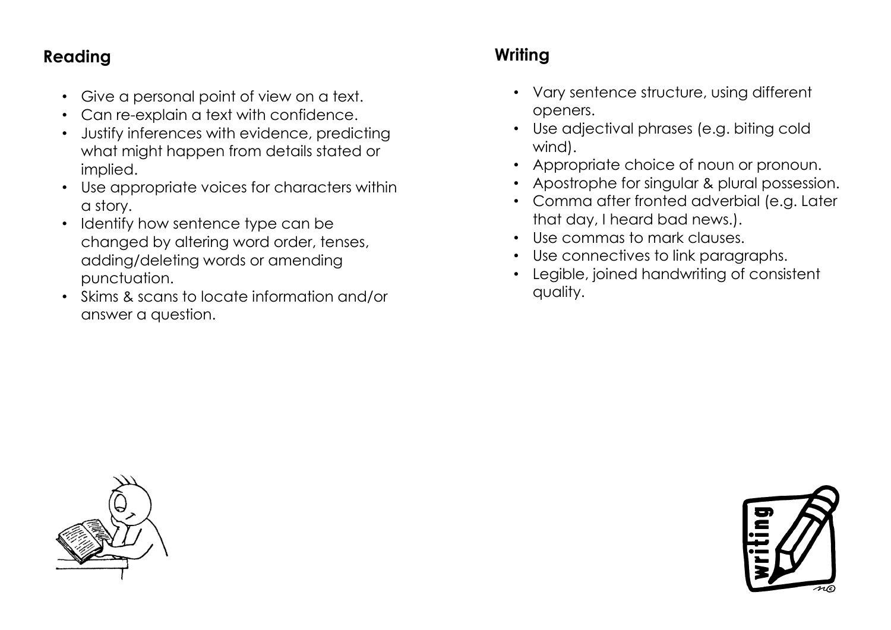## Reading

- Give a personal point of view on a text.
- Can re-explain a text with confidence.
- Justify inferences with evidence, predicting what might happen from details stated or implied.
- Use appropriate voices for characters within a story.
- Identify how sentence type can be changed by altering word order, tenses, adding/deleting words or amending punctuation.
- Skims & scans to locate information and/or answer a question.

## Writing

- Vary sentence structure, using different openers.
- Use adjectival phrases (e.g. biting cold wind).
- Appropriate choice of noun or pronoun.
- Apostrophe for singular & plural possession.
- Comma after fronted adverbial (e.g. Later that day, I heard bad news.).
- Use commas to mark clauses.
- Use connectives to link paragraphs.
- Legible, joined handwriting of consistent quality.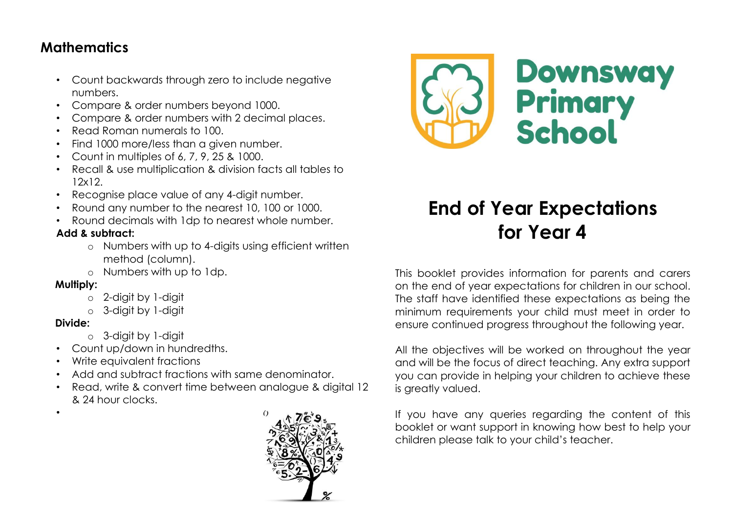## Mathematics

- Count backwards through zero to include negative numbers.
- Compare & order numbers beyond 1000.
- Compare & order numbers with 2 decimal places.
- Read Roman numerals to 100.
- Find 1000 more/less than a given number.
- Count in multiples of 6, 7, 9, 25 & 1000.
- Recall & use multiplication & division facts all tables to 12x12.
- Recognise place value of any 4-digit number.
- Round any number to the nearest 10, 100 or 1000.
- Round decimals with 1dp to nearest whole number.

**Add & subtract:**

- Numbers with up to 4-digits using efficient written method (column).
- Numbers with up to 1dp.

**Multiply:**

- 2-digit by 1-digit
- 3-digit by 1-digit

**Divide:**

- 3-digit by 1-digit

- Count up/down in hundredths.
- Write equivalent fractions
- Add and subtract fractions with same denominator.
- Read, write & convert time between analogue & digital 12 & 24 hour clocks.

# Downsway Primary School

# End of Year Expectations for Year 4

This booklet provides information for parents and carers on the end of year expectations for children in our school. The staff have identified these expectations as being the minimum requirements your child must meet in order to ensure continued progress throughout the following year.

All the objectives will be worked on throughout the year and will be the focus of direct teaching. Any extra support you can provide in helping your children to achieve these is greatly valued.

If you have any queries regarding the content of this booklet or want support in knowing how best to help your children please talk to your child's teacher.